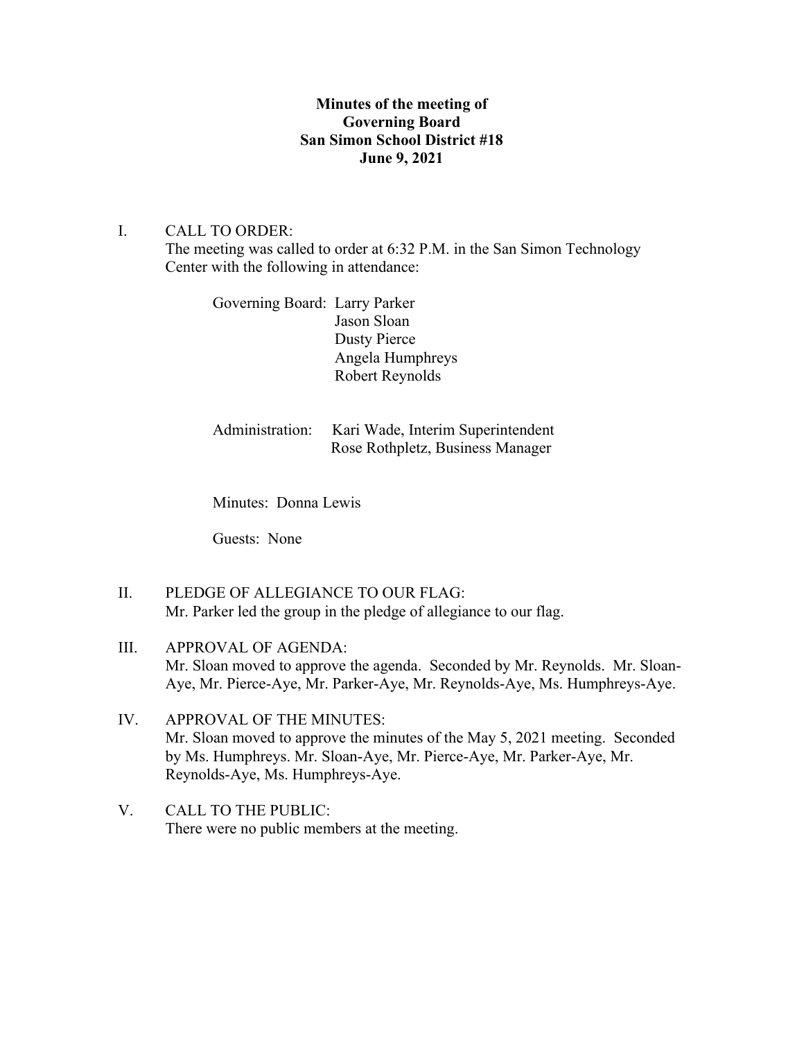**Minutes of the meeting of**
**Governing Board**
**San Simon School District #18**
**June 9, 2021**

I. CALL TO ORDER:
The meeting was called to order at 6:32 P.M. in the San Simon Technology Center with the following in attendance:

Governing Board: Larry Parker
Jason Sloan
Dusty Pierce
Angela Humphreys
Robert Reynolds

Administration: Kari Wade, Interim Superintendent
Rose Rothpletz, Business Manager

Minutes: Donna Lewis

Guests: None

II. PLEDGE OF ALLEGIANCE TO OUR FLAG:
Mr. Parker led the group in the pledge of allegiance to our flag.

III. APPROVAL OF AGENDA:
Mr. Sloan moved to approve the agenda. Seconded by Mr. Reynolds. Mr. Sloan-Aye, Mr. Pierce-Aye, Mr. Parker-Aye, Mr. Reynolds-Aye, Ms. Humphreys-Aye.

IV. APPROVAL OF THE MINUTES:
Mr. Sloan moved to approve the minutes of the May 5, 2021 meeting. Seconded by Ms. Humphreys. Mr. Sloan-Aye, Mr. Pierce-Aye, Mr. Parker-Aye, Mr. Reynolds-Aye, Ms. Humphreys-Aye.

V. CALL TO THE PUBLIC:
There were no public members at the meeting.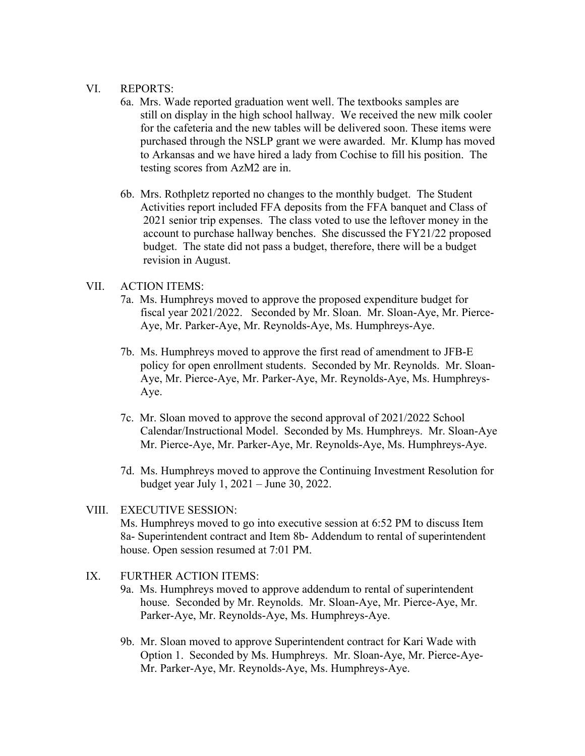## VI. REPORTS:

6a. Mrs. Wade reported graduation went well. The textbooks samples are still on display in the high school hallway. We received the new milk cooler for the cafeteria and the new tables will be delivered soon. These items were purchased through the NSLP grant we were awarded. Mr. Klump has moved to Arkansas and we have hired a lady from Cochise to fill his position. The testing scores from AzM2 are in.

6b. Mrs. Rothpletz reported no changes to the monthly budget. The Student Activities report included FFA deposits from the FFA banquet and Class of 2021 senior trip expenses. The class voted to use the leftover money in the account to purchase hallway benches. She discussed the FY21/22 proposed budget. The state did not pass a budget, therefore, there will be a budget revision in August.

## VII. ACTION ITEMS:

7a. Ms. Humphreys moved to approve the proposed expenditure budget for fiscal year 2021/2022. Seconded by Mr. Sloan. Mr. Sloan-Aye, Mr. Pierce-Aye, Mr. Parker-Aye, Mr. Reynolds-Aye, Ms. Humphreys-Aye.

7b. Ms. Humphreys moved to approve the first read of amendment to JFB-E policy for open enrollment students. Seconded by Mr. Reynolds. Mr. Sloan-Aye, Mr. Pierce-Aye, Mr. Parker-Aye, Mr. Reynolds-Aye, Ms. Humphreys-Aye.

7c. Mr. Sloan moved to approve the second approval of 2021/2022 School Calendar/Instructional Model. Seconded by Ms. Humphreys. Mr. Sloan-Aye Mr. Pierce-Aye, Mr. Parker-Aye, Mr. Reynolds-Aye, Ms. Humphreys-Aye.

7d. Ms. Humphreys moved to approve the Continuing Investment Resolution for budget year July 1, 2021 – June 30, 2022.

## VIII. EXECUTIVE SESSION:

Ms. Humphreys moved to go into executive session at 6:52 PM to discuss Item 8a- Superintendent contract and Item 8b- Addendum to rental of superintendent house. Open session resumed at 7:01 PM.

## IX. FURTHER ACTION ITEMS:

9a. Ms. Humphreys moved to approve addendum to rental of superintendent house. Seconded by Mr. Reynolds. Mr. Sloan-Aye, Mr. Pierce-Aye, Mr. Parker-Aye, Mr. Reynolds-Aye, Ms. Humphreys-Aye.

9b. Mr. Sloan moved to approve Superintendent contract for Kari Wade with Option 1. Seconded by Ms. Humphreys. Mr. Sloan-Aye, Mr. Pierce-Aye-Mr. Parker-Aye, Mr. Reynolds-Aye, Ms. Humphreys-Aye.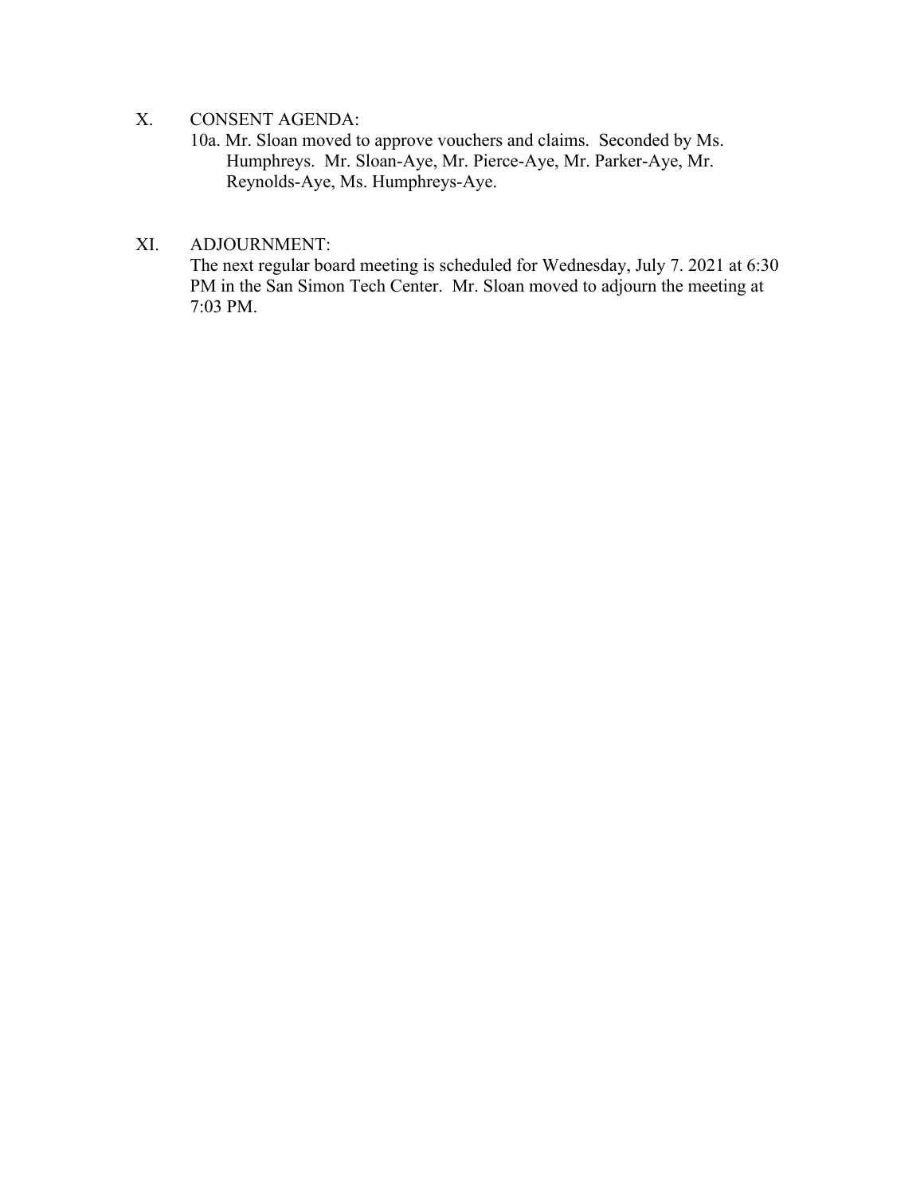X. CONSENT AGENDA:

10a. Mr. Sloan moved to approve vouchers and claims. Seconded by Ms. Humphreys. Mr. Sloan-Aye, Mr. Pierce-Aye, Mr. Parker-Aye, Mr. Reynolds-Aye, Ms. Humphreys-Aye.

XI. ADJOURNMENT:

The next regular board meeting is scheduled for Wednesday, July 7. 2021 at 6:30 PM in the San Simon Tech Center. Mr. Sloan moved to adjourn the meeting at 7:03 PM.